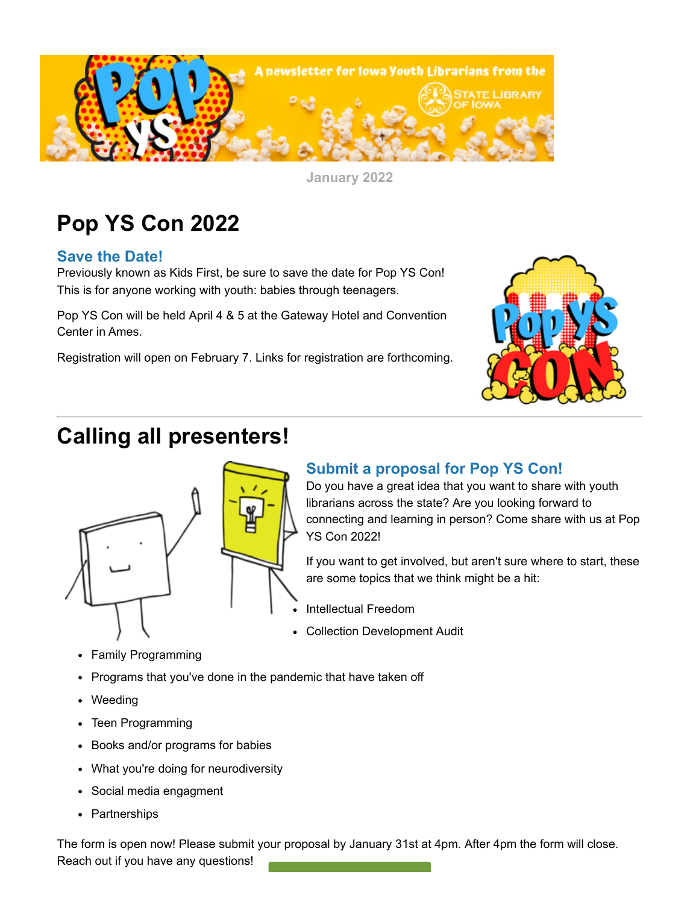January 2022

# Pop YS Con 2022

### Save the Date!

Previously known as Kids First, be sure to save the date for Pop YS Con! This is for anyone working with youth: babies through teenagers.

Pop YS Con will be held April 4 & 5 at the Gateway Hotel and Convention Center in Ames.

Registration will open on February 7. Links for registration are forthcoming.

# Calling all presenters!

### Submit a proposal for Pop YS Con!

Do you have a great idea that you want to share with youth librarians across the state? Are you looking forward to connecting and learning in person? Come share with us at Pop YS Con 2022!

If you want to get involved, but aren't sure where to start, these are some topics that we think might be a hit:

- Intellectual Freedom
- Collection Development Audit
- Family Programming
- Programs that you've done in the pandemic that have taken off
- Weeding
- Teen Programming
- Books and/or programs for babies
- What you're doing for neurodiversity
- Social media engagment
- Partnerships

The form is open now! Please submit your proposal by January 31st at 4pm. After 4pm the form will close. Reach out if you have any questions!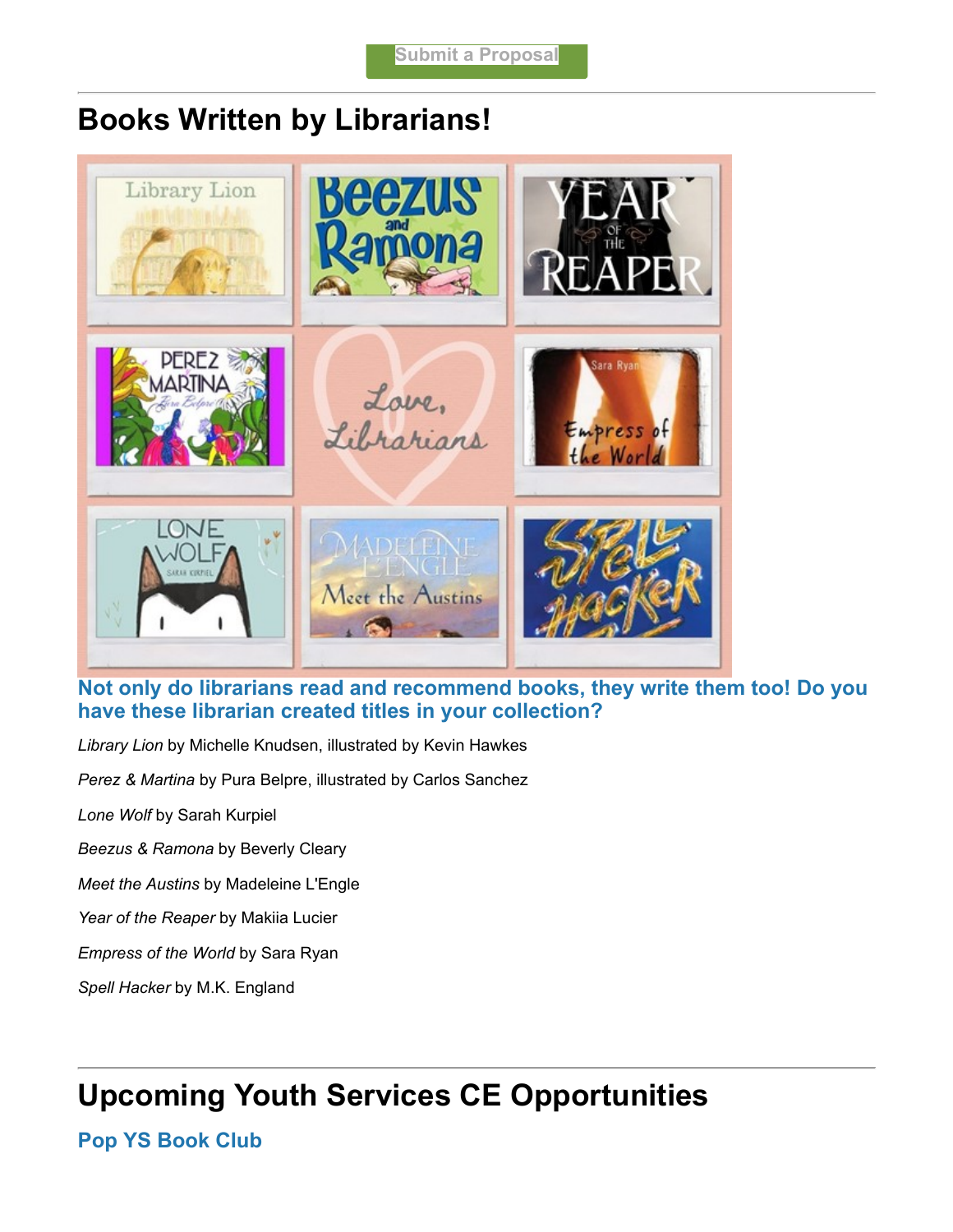Submit a Proposal

## Books Written by Librarians!

### Not only do librarians read and recommend books, they write them too! Do you have these librarian created titles in your collection?

*Library Lion* by Michelle Knudsen, illustrated by Kevin Hawkes

*Perez & Martina* by Pura Belpre, illustrated by Carlos Sanchez

*Lone Wolf* by Sarah Kurpiel

*Beezus & Ramona* by Beverly Cleary

*Meet the Austins* by Madeleine L'Engle

*Year of the Reaper* by Makiia Lucier

*Empress of the World* by Sara Ryan

*Spell Hacker* by M.K. England

## Upcoming Youth Services CE Opportunities

### Pop YS Book Club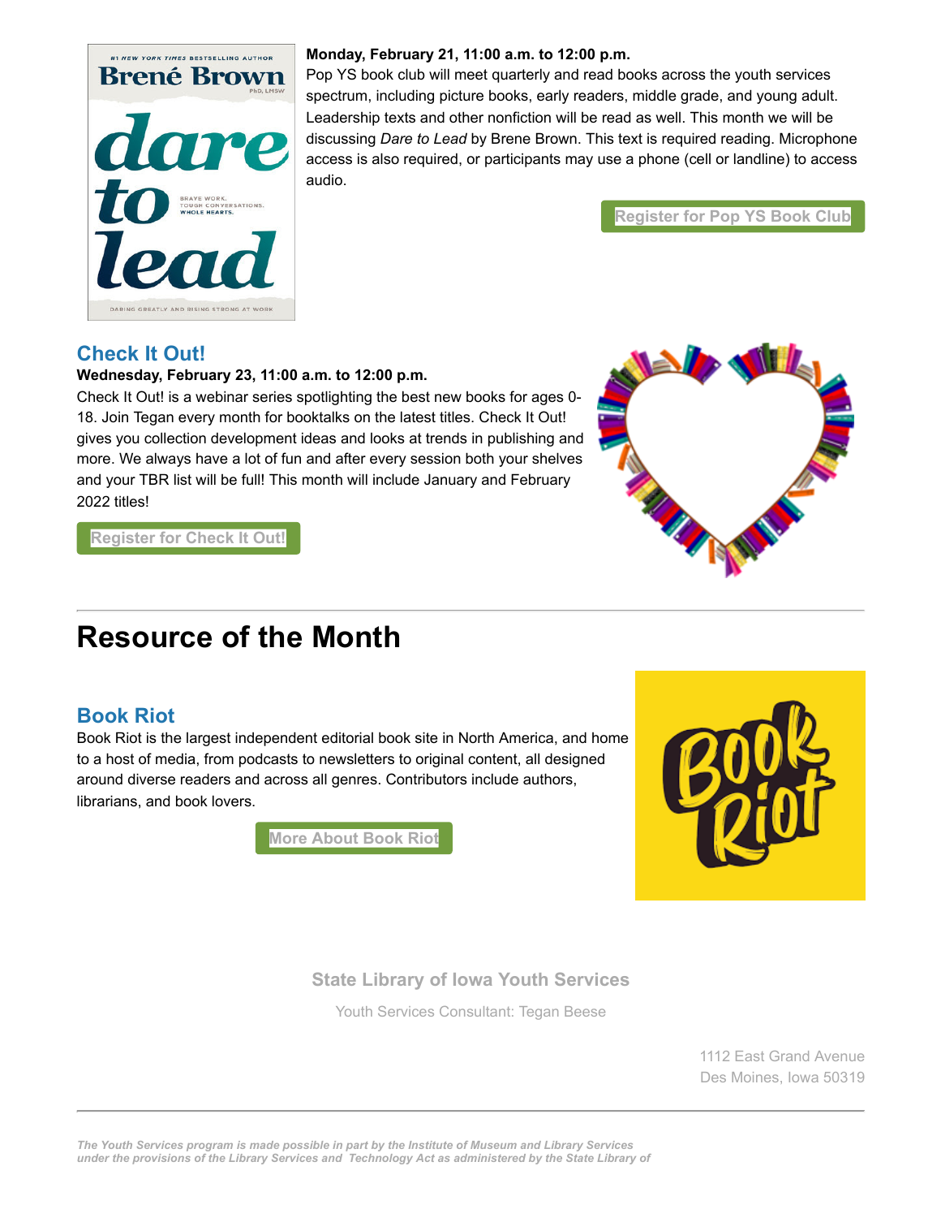**Monday, February 21, 11:00 a.m. to 12:00 p.m.**
Pop YS book club will meet quarterly and read books across the youth services spectrum, including picture books, early readers, middle grade, and young adult. Leadership texts and other nonfiction will be read as well. This month we will be discussing *Dare to Lead* by Brene Brown. This text is required reading. Microphone access is also required, or participants may use a phone (cell or landline) to access audio.

Register for Pop YS Book Club

### Check It Out!

**Wednesday, February 23, 11:00 a.m. to 12:00 p.m.**
Check It Out! is a webinar series spotlighting the best new books for ages 0-18. Join Tegan every month for booktalks on the latest titles. Check It Out! gives you collection development ideas and looks at trends in publishing and more. We always have a lot of fun and after every session both your shelves and your TBR list will be full! This month will include January and February 2022 titles!

Register for Check It Out!

---

## Resource of the Month

### Book Riot

Book Riot is the largest independent editorial book site in North America, and home to a host of media, from podcasts to newsletters to original content, all designed around diverse readers and across all genres. Contributors include authors, librarians, and book lovers.

More About Book Riot

**State Library of Iowa Youth Services**

Youth Services Consultant: Tegan Beese

1112 East Grand Avenue
Des Moines, Iowa 50319

---

*The Youth Services program is made possible in part by the Institute of Museum and Library Services under the provisions of the Library Services and Technology Act as administered by the State Library of*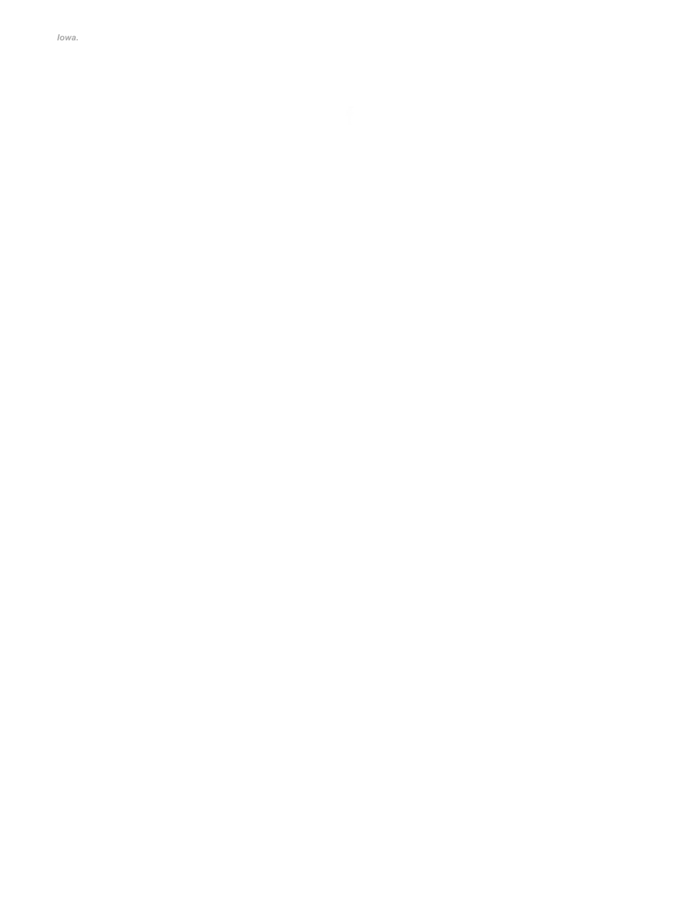*Iowa.*